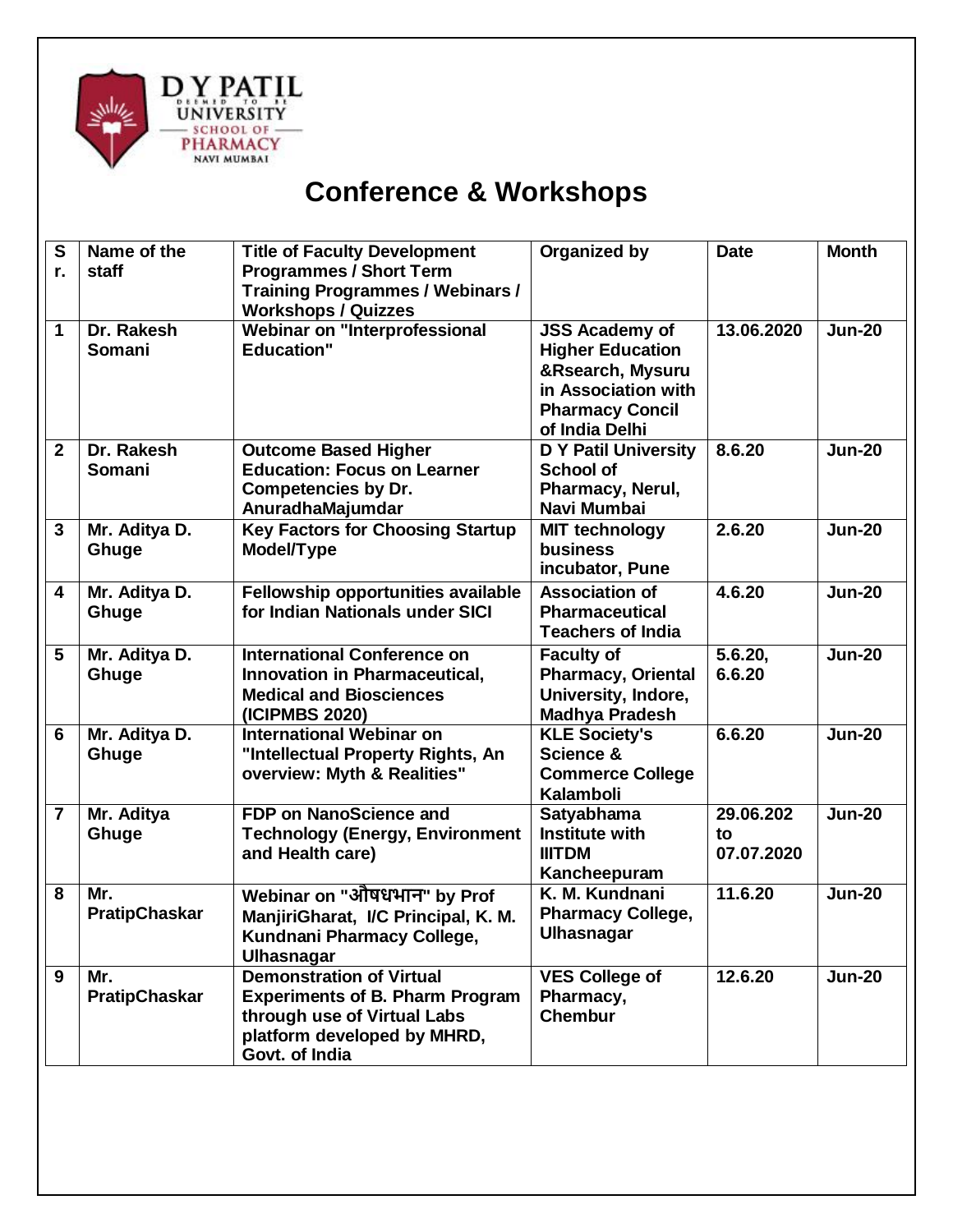# Conference & Workshops

| Sr. | Name of the staff | Title of Faculty Development Programmes / Short Term Training Programmes / Webinars / Workshops / Quizzes | Organized by | Date | Month |
|---|---|---|---|---|---|
| 1 | Dr. Rakesh Somani | Webinar on "Interprofessional Education" | JSS Academy of Higher Education &Rsearch, Mysuru in Association with Pharmacy Concil of India Delhi | 13.06.2020 | Jun-20 |
| 2 | Dr. Rakesh Somani | Outcome Based Higher Education: Focus on Learner Competencies by Dr. AnuradhaMajumdar | D Y Patil University School of Pharmacy, Nerul, Navi Mumbai | 8.6.20 | Jun-20 |
| 3 | Mr. Aditya D. Ghuge | Key Factors for Choosing Startup Model/Type | MIT technology business incubator, Pune | 2.6.20 | Jun-20 |
| 4 | Mr. Aditya D. Ghuge | Fellowship opportunities available for Indian Nationals under SICI | Association of Pharmaceutical Teachers of India | 4.6.20 | Jun-20 |
| 5 | Mr. Aditya D. Ghuge | International Conference on Innovation in Pharmaceutical, Medical and Biosciences (ICIPMBS 2020) | Faculty of Pharmacy, Oriental University, Indore, Madhya Pradesh | 5.6.20, 6.6.20 | Jun-20 |
| 6 | Mr. Aditya D. Ghuge | International Webinar on "Intellectual Property Rights, An overview: Myth & Realities" | KLE Society's Science & Commerce College Kalamboli | 6.6.20 | Jun-20 |
| 7 | Mr. Aditya Ghuge | FDP on NanoScience and Technology (Energy, Environment and Health care) | Satyabhama Institute with IIITDM Kancheepuram | 29.06.202 to 07.07.2020 | Jun-20 |
| 8 | Mr. PratipChaskar | Webinar on "औषधभान" by Prof ManjiriGharat, I/C Principal, K. M. Kundnani Pharmacy College, Ulhasnagar | K. M. Kundnani Pharmacy College, Ulhasnagar | 11.6.20 | Jun-20 |
| 9 | Mr. PratipChaskar | Demonstration of Virtual Experiments of B. Pharm Program through use of Virtual Labs platform developed by MHRD, Govt. of India | VES College of Pharmacy, Chembur | 12.6.20 | Jun-20 |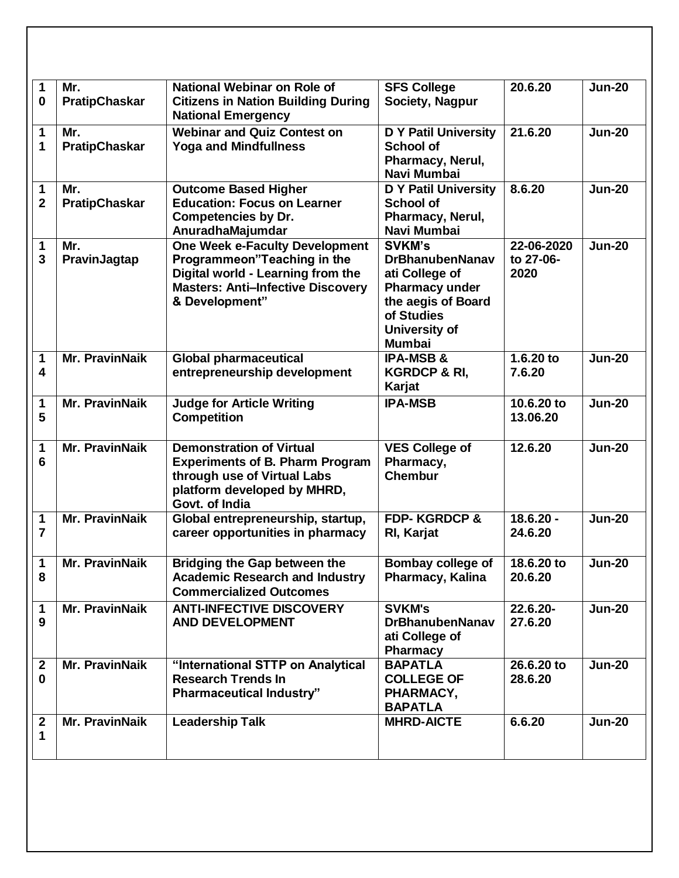| 10 | Mr. PratipChaskar | National Webinar on Role of Citizens in Nation Building During National Emergency | SFS College Society, Nagpur | 20.6.20 | Jun-20 |
|---|---|---|---|---|---|
| 11 | Mr. PratipChaskar | Webinar and Quiz Contest on Yoga and Mindfullness | D Y Patil University School of Pharmacy, Nerul, Navi Mumbai | 21.6.20 | Jun-20 |
| 12 | Mr. PratipChaskar | Outcome Based Higher Education: Focus on Learner Competencies by Dr. AnuradhaMajumdar | D Y Patil University School of Pharmacy, Nerul, Navi Mumbai | 8.6.20 | Jun-20 |
| 13 | Mr. PravinJagtap | One Week e-Faculty Development Programmeon"Teaching in the Digital world - Learning from the Masters: Anti–Infective Discovery & Development" | SVKM's DrBhanubenNanavati College of Pharmacy under the aegis of Board of Studies University of Mumbai | 22-06-2020 to 27-06-2020 | Jun-20 |
| 14 | Mr. PravinNaik | Global pharmaceutical entrepreneurship development | IPA-MSB & KGRDCP & RI, Karjat | 1.6.20 to 7.6.20 | Jun-20 |
| 15 | Mr. PravinNaik | Judge for Article Writing Competition | IPA-MSB | 10.6.20 to 13.06.20 | Jun-20 |
| 16 | Mr. PravinNaik | Demonstration of Virtual Experiments of B. Pharm Program through use of Virtual Labs platform developed by MHRD, Govt. of India | VES College of Pharmacy, Chembur | 12.6.20 | Jun-20 |
| 17 | Mr. PravinNaik | Global entrepreneurship, startup, career opportunities in pharmacy | FDP- KGRDCP & RI, Karjat | 18.6.20 - 24.6.20 | Jun-20 |
| 18 | Mr. PravinNaik | Bridging the Gap between the Academic Research and Industry Commercialized Outcomes | Bombay college of Pharmacy, Kalina | 18.6.20 to 20.6.20 | Jun-20 |
| 19 | Mr. PravinNaik | ANTI-INFECTIVE DISCOVERY AND DEVELOPMENT | SVKM's DrBhanubenNanavati College of Pharmacy | 22.6.20- 27.6.20 | Jun-20 |
| 20 | Mr. PravinNaik | "International STTP on Analytical Research Trends In Pharmaceutical Industry" | BAPATLA COLLEGE OF PHARMACY, BAPATLA | 26.6.20 to 28.6.20 | Jun-20 |
| 21 | Mr. PravinNaik | Leadership Talk | MHRD-AICTE | 6.6.20 | Jun-20 |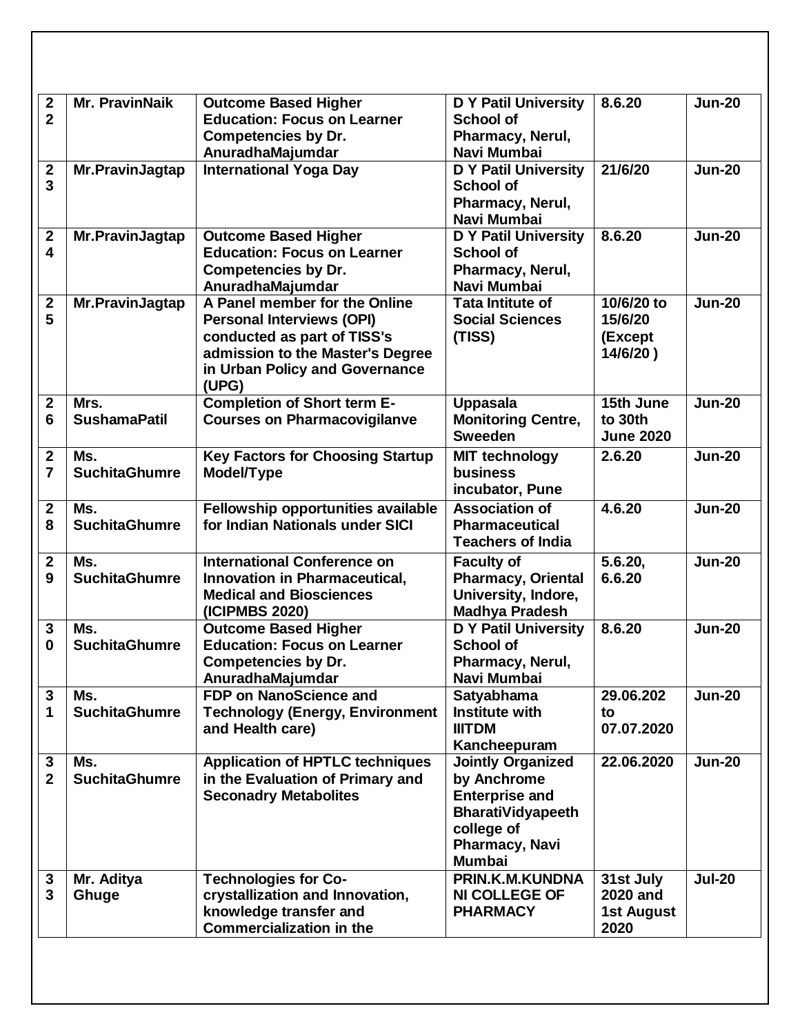| 22 | Mr. PravinNaik | Outcome Based Higher Education: Focus on Learner Competencies by Dr. AnuradhaMajumdar | D Y Patil University School of Pharmacy, Nerul, Navi Mumbai | 8.6.20 | Jun-20 |
|---|---|---|---|---|---|
| 23 | Mr.PravinJagtap | International Yoga Day | D Y Patil University School of Pharmacy, Nerul, Navi Mumbai | 21/6/20 | Jun-20 |
| 24 | Mr.PravinJagtap | Outcome Based Higher Education: Focus on Learner Competencies by Dr. AnuradhaMajumdar | D Y Patil University School of Pharmacy, Nerul, Navi Mumbai | 8.6.20 | Jun-20 |
| 25 | Mr.PravinJagtap | A Panel member for the Online Personal Interviews (OPI) conducted as part of TISS's admission to the Master's Degree in Urban Policy and Governance (UPG) | Tata Intitute of Social Sciences (TISS) | 10/6/20 to 15/6/20 (Except 14/6/20 ) | Jun-20 |
| 26 | Mrs. SushamaPatil | Completion of Short term E-Courses on Pharmacovigilanve | Uppasala Monitoring Centre, Sweeden | 15th June to 30th June 2020 | Jun-20 |
| 27 | Ms. SuchitaGhumre | Key Factors for Choosing Startup Model/Type | MIT technology business incubator, Pune | 2.6.20 | Jun-20 |
| 28 | Ms. SuchitaGhumre | Fellowship opportunities available for Indian Nationals under SICI | Association of Pharmaceutical Teachers of India | 4.6.20 | Jun-20 |
| 29 | Ms. SuchitaGhumre | International Conference on Innovation in Pharmaceutical, Medical and Biosciences (ICIPMBS 2020) | Faculty of Pharmacy, Oriental University, Indore, Madhya Pradesh | 5.6.20, 6.6.20 | Jun-20 |
| 30 | Ms. SuchitaGhumre | Outcome Based Higher Education: Focus on Learner Competencies by Dr. AnuradhaMajumdar | D Y Patil University School of Pharmacy, Nerul, Navi Mumbai | 8.6.20 | Jun-20 |
| 31 | Ms. SuchitaGhumre | FDP on NanoScience and Technology (Energy, Environment and Health care) | Satyabhama Institute with IIITDM Kancheepuram | 29.06.202 to 07.07.2020 | Jun-20 |
| 32 | Ms. SuchitaGhumre | Application of HPTLC techniques in the Evaluation of Primary and Seconadry Metabolites | Jointly Organized by Anchrome Enterprise and BharatiVidyapeeth college of Pharmacy, Navi Mumbai | 22.06.2020 | Jun-20 |
| 33 | Mr. Aditya Ghuge | Technologies for Co-crystallization and Innovation, knowledge transfer and Commercialization in the | PRIN.K.M.KUNDNANI COLLEGE OF PHARMACY | 31st July 2020 and 1st August 2020 | Jul-20 |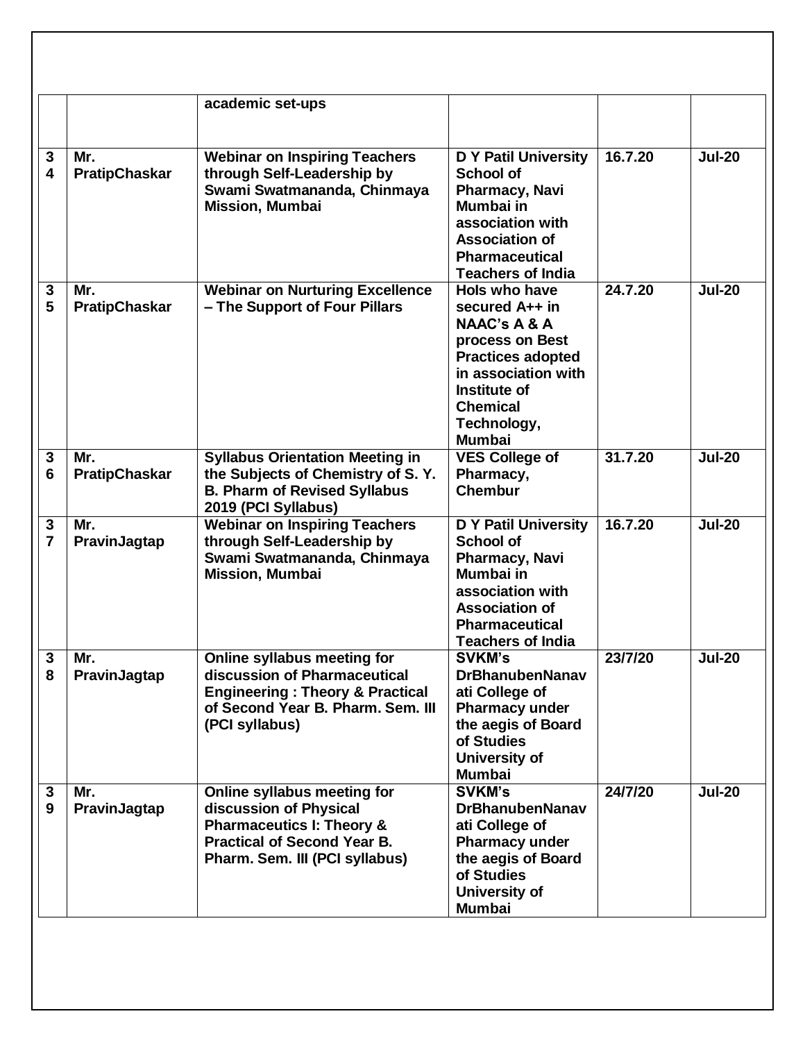| | | academic set-ups | | | |
|---|---|---|---|---|---|
| 34 | Mr. PratipChaskar | **Webinar on Inspiring Teachers through Self-Leadership by Swami Swatmananda, Chinmaya Mission, Mumbai** | **D Y Patil University School of Pharmacy, Navi Mumbai in association with Association of Pharmaceutical Teachers of India** | **16.7.20** | **Jul-20** |
| 35 | Mr. PratipChaskar | **Webinar on Nurturing Excellence – The Support of Four Pillars** | **HoIs who have secured A++ in NAAC's A & A process on Best Practices adopted in association with Institute of Chemical Technology, Mumbai** | **24.7.20** | **Jul-20** |
| 36 | Mr. PratipChaskar | **Syllabus Orientation Meeting in the Subjects of Chemistry of S. Y. B. Pharm of Revised Syllabus 2019 (PCI Syllabus)** | **VES College of Pharmacy, Chembur** | **31.7.20** | **Jul-20** |
| 37 | Mr. PravinJagtap | **Webinar on Inspiring Teachers through Self-Leadership by Swami Swatmananda, Chinmaya Mission, Mumbai** | **D Y Patil University School of Pharmacy, Navi Mumbai in association with Association of Pharmaceutical Teachers of India** | **16.7.20** | **Jul-20** |
| 38 | Mr. PravinJagtap | **Online syllabus meeting for discussion of Pharmaceutical Engineering : Theory & Practical of Second Year B. Pharm. Sem. III (PCI syllabus)** | **SVKM's DrBhanubenNanavati College of Pharmacy under the aegis of Board of Studies University of Mumbai** | **23/7/20** | **Jul-20** |
| 39 | Mr. PravinJagtap | **Online syllabus meeting for discussion of Physical Pharmaceutics I: Theory & Practical of Second Year B. Pharm. Sem. III (PCI syllabus)** | **SVKM's DrBhanubenNanavati College of Pharmacy under the aegis of Board of Studies University of Mumbai** | **24/7/20** | **Jul-20** |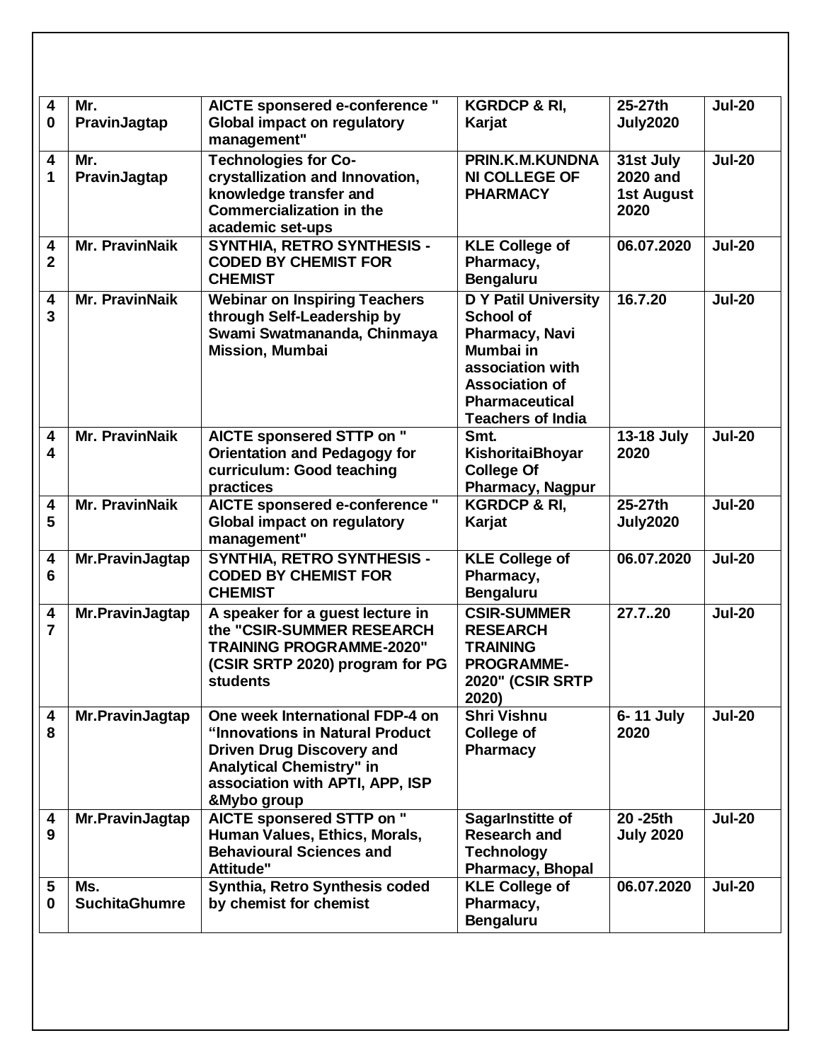| 40 | Mr. PravinJagtap | AICTE sponsered e-conference " Global impact on regulatory management" | KGRDCP & RI, Karjat | 25-27th July2020 | Jul-20 |
|---|---|---|---|---|---|
| 41 | Mr. PravinJagtap | Technologies for Co-crystallization and Innovation, knowledge transfer and Commercialization in the academic set-ups | PRIN.K.M.KUNDNANI COLLEGE OF PHARMACY | 31st July 2020 and 1st August 2020 | Jul-20 |
| 42 | Mr. PravinNaik | SYNTHIA, RETRO SYNTHESIS - CODED BY CHEMIST FOR CHEMIST | KLE College of Pharmacy, Bengaluru | 06.07.2020 | Jul-20 |
| 43 | Mr. PravinNaik | Webinar on Inspiring Teachers through Self-Leadership by Swami Swatmananda, Chinmaya Mission, Mumbai | D Y Patil University School of Pharmacy, Navi Mumbai in association with Association of Pharmaceutical Teachers of India | 16.7.20 | Jul-20 |
| 44 | Mr. PravinNaik | AICTE sponsered STTP on " Orientation and Pedagogy for curriculum: Good teaching practices | Smt. KishoritaiBhoyar College Of Pharmacy, Nagpur | 13-18 July 2020 | Jul-20 |
| 45 | Mr. PravinNaik | AICTE sponsered e-conference " Global impact on regulatory management" | KGRDCP & RI, Karjat | 25-27th July2020 | Jul-20 |
| 46 | Mr.PravinJagtap | SYNTHIA, RETRO SYNTHESIS - CODED BY CHEMIST FOR CHEMIST | KLE College of Pharmacy, Bengaluru | 06.07.2020 | Jul-20 |
| 47 | Mr.PravinJagtap | A speaker for a guest lecture in the "CSIR-SUMMER RESEARCH TRAINING PROGRAMME-2020" (CSIR SRTP 2020) program for PG students | CSIR-SUMMER RESEARCH TRAINING PROGRAMME-2020" (CSIR SRTP 2020) | 27.7..20 | Jul-20 |
| 48 | Mr.PravinJagtap | One week International FDP-4 on "Innovations in Natural Product Driven Drug Discovery and Analytical Chemistry" in association with APTI, APP, ISP &Mybo group | Shri Vishnu College of Pharmacy | 6- 11 July 2020 | Jul-20 |
| 49 | Mr.PravinJagtap | AICTE sponsered STTP on " Human Values, Ethics, Morals, Behavioural Sciences and Attitude" | SagarInstitte of Research and Technology Pharmacy, Bhopal | 20 -25th July 2020 | Jul-20 |
| 50 | Ms. SuchitaGhumre | Synthia, Retro Synthesis coded by chemist for chemist | KLE College of Pharmacy, Bengaluru | 06.07.2020 | Jul-20 |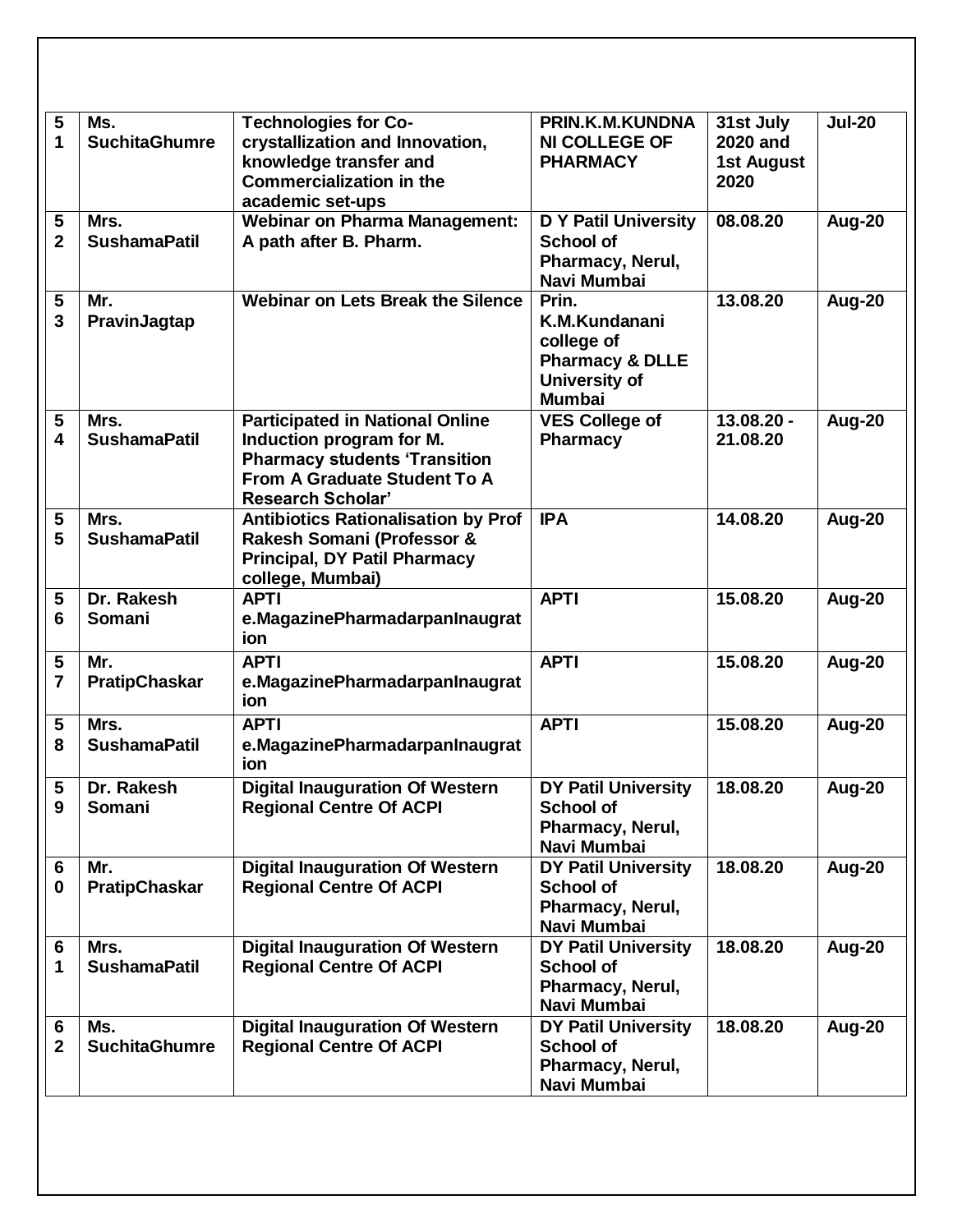| 51 | Ms. SuchitaGhumre | Technologies for Co-crystallization and Innovation, knowledge transfer and Commercialization in the academic set-ups | PRIN.K.M.KUNDNANI COLLEGE OF PHARMACY | 31st July 2020 and 1st August 2020 | Jul-20 |
|---|---|---|---|---|---|
| 52 | Mrs. SushamaPatil | Webinar on Pharma Management: A path after B. Pharm. | D Y Patil University School of Pharmacy, Nerul, Navi Mumbai | 08.08.20 | Aug-20 |
| 53 | Mr. PravinJagtap | Webinar on Lets Break the Silence | Prin. K.M.Kundanani college of Pharmacy & DLLE University of Mumbai | 13.08.20 | Aug-20 |
| 54 | Mrs. SushamaPatil | Participated in National Online Induction program for M. Pharmacy students 'Transition From A Graduate Student To A Research Scholar' | VES College of Pharmacy | 13.08.20 - 21.08.20 | Aug-20 |
| 55 | Mrs. SushamaPatil | Antibiotics Rationalisation by Prof Rakesh Somani (Professor & Principal, DY Patil Pharmacy college, Mumbai) | IPA | 14.08.20 | Aug-20 |
| 56 | Dr. Rakesh Somani | APTI e.MagazinePharmadarpanInauguration | APTI | 15.08.20 | Aug-20 |
| 57 | Mr. PratipChaskar | APTI e.MagazinePharmadarpanInauguration | APTI | 15.08.20 | Aug-20 |
| 58 | Mrs. SushamaPatil | APTI e.MagazinePharmadarpanInauguration | APTI | 15.08.20 | Aug-20 |
| 59 | Dr. Rakesh Somani | Digital Inauguration Of Western Regional Centre Of ACPI | DY Patil University School of Pharmacy, Nerul, Navi Mumbai | 18.08.20 | Aug-20 |
| 60 | Mr. PratipChaskar | Digital Inauguration Of Western Regional Centre Of ACPI | DY Patil University School of Pharmacy, Nerul, Navi Mumbai | 18.08.20 | Aug-20 |
| 61 | Mrs. SushamaPatil | Digital Inauguration Of Western Regional Centre Of ACPI | DY Patil University School of Pharmacy, Nerul, Navi Mumbai | 18.08.20 | Aug-20 |
| 62 | Ms. SuchitaGhumre | Digital Inauguration Of Western Regional Centre Of ACPI | DY Patil University School of Pharmacy, Nerul, Navi Mumbai | 18.08.20 | Aug-20 |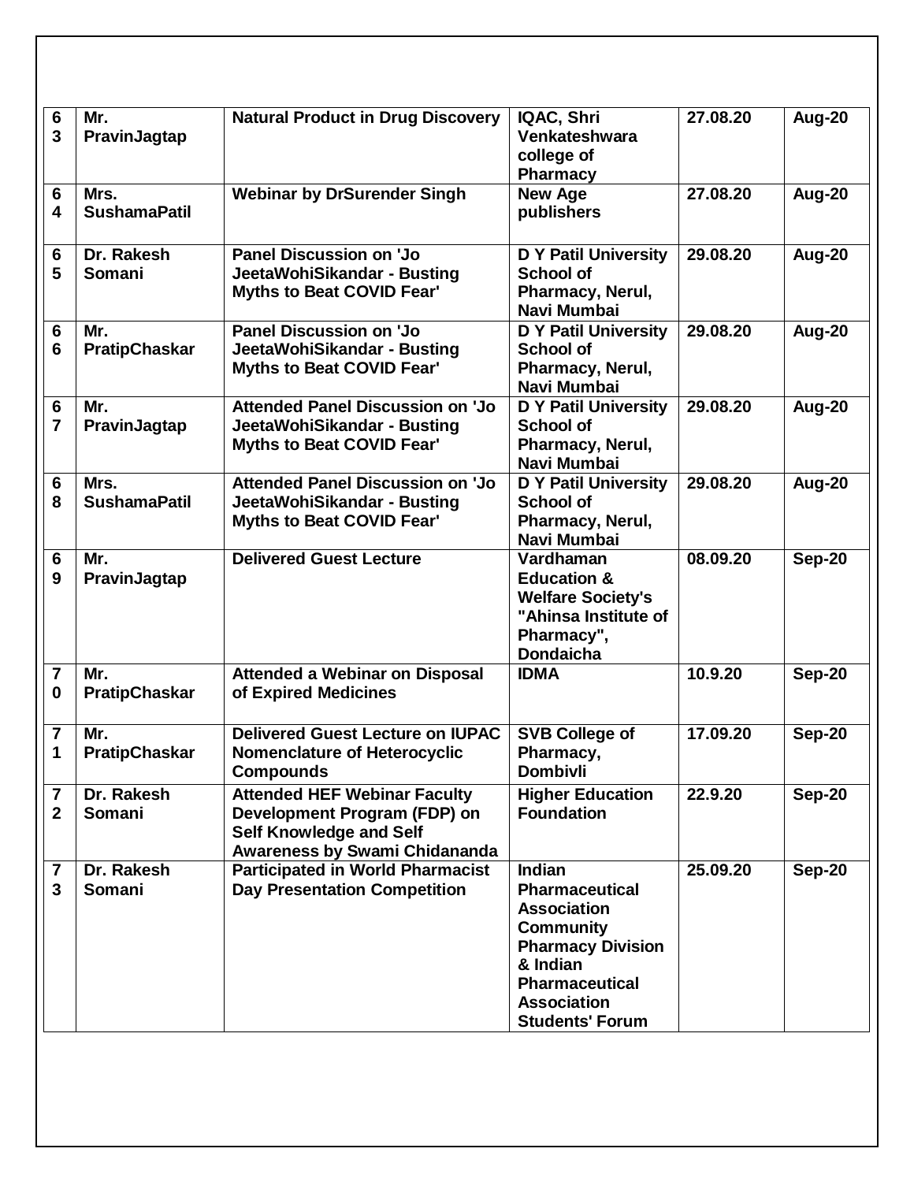| 63 | Mr. PravinJagtap | Natural Product in Drug Discovery | IQAC, Shri Venkateshwara college of Pharmacy | 27.08.20 | Aug-20 |
|---|---|---|---|---|---|
| 64 | Mrs. SushamaPatil | Webinar by DrSurender Singh | New Age publishers | 27.08.20 | Aug-20 |
| 65 | Dr. Rakesh Somani | Panel Discussion on 'Jo JeetaWohiSikandar - Busting Myths to Beat COVID Fear' | D Y Patil University School of Pharmacy, Nerul, Navi Mumbai | 29.08.20 | Aug-20 |
| 66 | Mr. PratipChaskar | Panel Discussion on 'Jo JeetaWohiSikandar - Busting Myths to Beat COVID Fear' | D Y Patil University School of Pharmacy, Nerul, Navi Mumbai | 29.08.20 | Aug-20 |
| 67 | Mr. PravinJagtap | Attended Panel Discussion on 'Jo JeetaWohiSikandar - Busting Myths to Beat COVID Fear' | D Y Patil University School of Pharmacy, Nerul, Navi Mumbai | 29.08.20 | Aug-20 |
| 68 | Mrs. SushamaPatil | Attended Panel Discussion on 'Jo JeetaWohiSikandar - Busting Myths to Beat COVID Fear' | D Y Patil University School of Pharmacy, Nerul, Navi Mumbai | 29.08.20 | Aug-20 |
| 69 | Mr. PravinJagtap | Delivered Guest Lecture | Vardhaman Education & Welfare Society's "Ahinsa Institute of Pharmacy", Dondaicha | 08.09.20 | Sep-20 |
| 70 | Mr. PratipChaskar | Attended a Webinar on Disposal of Expired Medicines | IDMA | 10.9.20 | Sep-20 |
| 71 | Mr. PratipChaskar | Delivered Guest Lecture on IUPAC Nomenclature of Heterocyclic Compounds | SVB College of Pharmacy, Dombivli | 17.09.20 | Sep-20 |
| 72 | Dr. Rakesh Somani | Attended HEF Webinar Faculty Development Program (FDP) on Self Knowledge and Self Awareness by Swami Chidananda | Higher Education Foundation | 22.9.20 | Sep-20 |
| 73 | Dr. Rakesh Somani | Participated in World Pharmacist Day Presentation Competition | Indian Pharmaceutical Association Community Pharmacy Division & Indian Pharmaceutical Association Students' Forum | 25.09.20 | Sep-20 |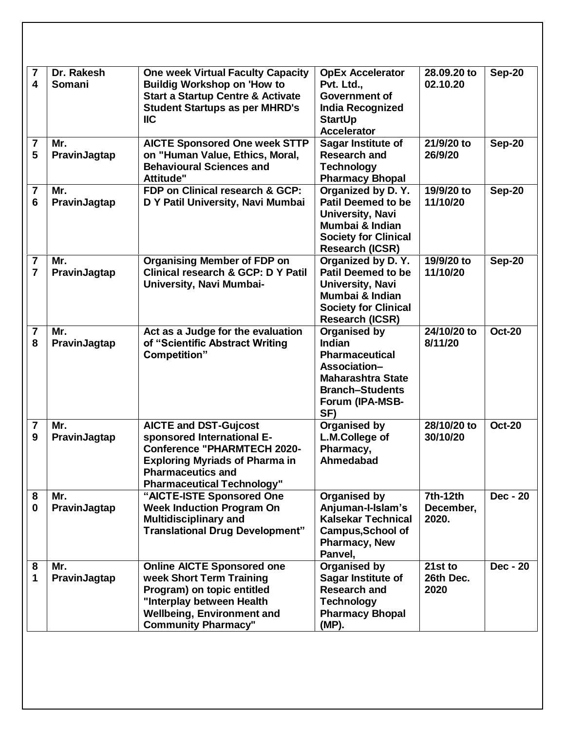| 74 | Dr. Rakesh Somani | One week Virtual Faculty Capacity Buildig Workshop on 'How to Start a Startup Centre & Activate Student Startups as per MHRD's IIC | OpEx Accelerator Pvt. Ltd., Government of India Recognized StartUp Accelerator | 28.09.20 to 02.10.20 | Sep-20 |
|---|---|---|---|---|---|
| 75 | Mr. PravinJagtap | AICTE Sponsored One week STTP on "Human Value, Ethics, Moral, Behavioural Sciences and Attitude" | Sagar Institute of Research and Technology Pharmacy Bhopal | 21/9/20 to 26/9/20 | Sep-20 |
| 76 | Mr. PravinJagtap | FDP on Clinical research & GCP: D Y Patil University, Navi Mumbai | Organized by D. Y. Patil Deemed to be University, Navi Mumbai & Indian Society for Clinical Research (ICSR) | 19/9/20 to 11/10/20 | Sep-20 |
| 77 | Mr. PravinJagtap | Organising Member of FDP on Clinical research & GCP: D Y Patil University, Navi Mumbai- | Organized by D. Y. Patil Deemed to be University, Navi Mumbai & Indian Society for Clinical Research (ICSR) | 19/9/20 to 11/10/20 | Sep-20 |
| 78 | Mr. PravinJagtap | Act as a Judge for the evaluation of "Scientific Abstract Writing Competition" | Organised by Indian Pharmaceutical Association–Maharashtra State Branch–Students Forum (IPA-MSB-SF) | 24/10/20 to 8/11/20 | Oct-20 |
| 79 | Mr. PravinJagtap | AICTE and DST-Gujcost sponsored International E-Conference "PHARMTECH 2020-Exploring Myriads of Pharma in Pharmaceutics and Pharmaceutical Technology" | Organised by L.M.College of Pharmacy, Ahmedabad | 28/10/20 to 30/10/20 | Oct-20 |
| 80 | Mr. PravinJagtap | "AICTE-ISTE Sponsored One Week Induction Program On Multidisciplinary and Translational Drug Development" | Organised by Anjuman-I-Islam's Kalsekar Technical Campus,School of Pharmacy, New Panvel, | 7th-12th December, 2020. | Dec - 20 |
| 81 | Mr. PravinJagtap | Online AICTE Sponsored one week Short Term Training Program) on topic entitled "Interplay between Health Wellbeing, Environment and Community Pharmacy" | Organised by Sagar Institute of Research and Technology Pharmacy Bhopal (MP). | 21st to 26th Dec. 2020 | Dec - 20 |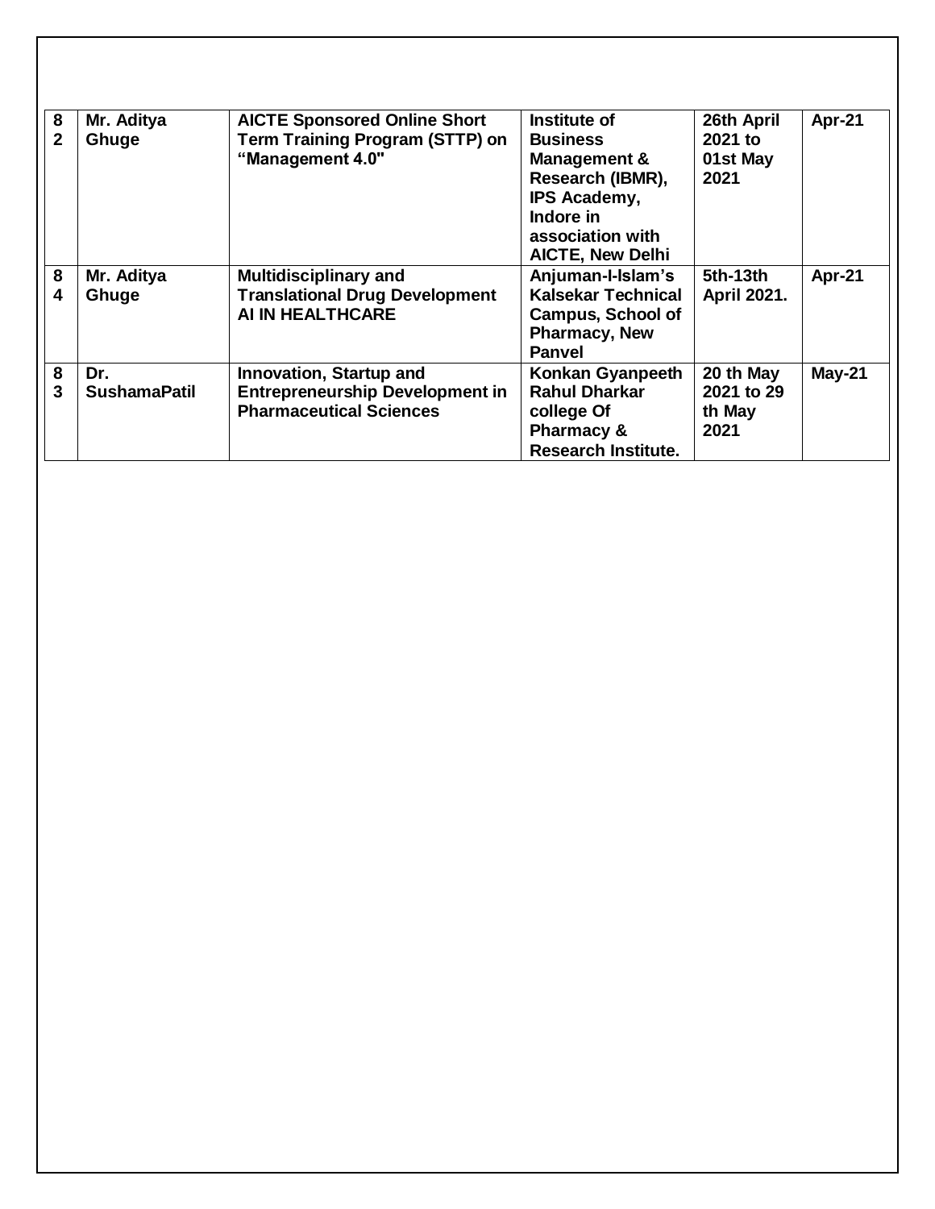| | | | | | |
|---|---|---|---|---|---|
| **82** | **Mr. Aditya Ghuge** | **AICTE Sponsored Online Short Term Training Program (STTP) on "Management 4.0"** | **Institute of Business Management & Research (IBMR), IPS Academy, Indore in association with AICTE, New Delhi** | **26th April 2021 to 01st May 2021** | **Apr-21** |
| **84** | **Mr. Aditya Ghuge** | **Multidisciplinary and Translational Drug Development AI IN HEALTHCARE** | **Anjuman-I-Islam's Kalsekar Technical Campus, School of Pharmacy, New Panvel** | **5th-13th April 2021.** | **Apr-21** |
| **83** | **Dr. SushamaPatil** | **Innovation, Startup and Entrepreneurship Development in Pharmaceutical Sciences** | **Konkan Gyanpeeth Rahul Dharkar college Of Pharmacy & Research Institute.** | **20 th May 2021 to 29 th May 2021** | **May-21** |